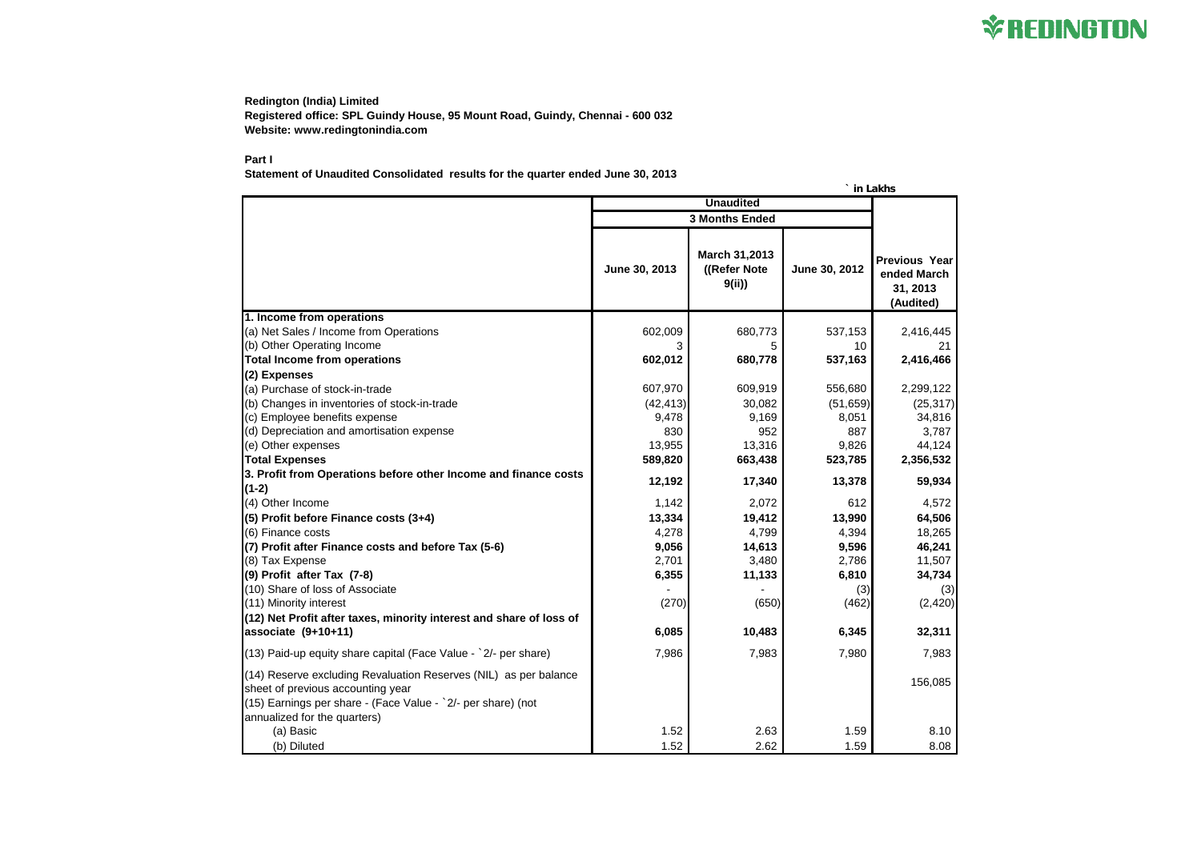REDINGTON

**Redington (India) Limited**
**Registered office: SPL Guindy House, 95 Mount Road, Guindy, Chennai - 600 032**
**Website: www.redingtonindia.com**

**Part I**

**Statement of Unaudited Consolidated results for the quarter ended June 30, 2013**

` in Lakhs

| | Unaudited | | | |
|---|---|---|---|---|
| | 3 Months Ended | | | |
| | June 30, 2013 | March 31,2013 ((Refer Note 9(ii)) | June 30, 2012 | Previous Year ended March 31, 2013 (Audited) |
| **1. Income from operations** | | | | |
| (a) Net Sales / Income from Operations | 602,009 | 680,773 | 537,153 | 2,416,445 |
| (b) Other Operating Income | 3 | 5 | 10 | 21 |
| **Total Income from operations** | **602,012** | **680,778** | **537,163** | **2,416,466** |
| **(2) Expenses** | | | | |
| (a) Purchase of stock-in-trade | 607,970 | 609,919 | 556,680 | 2,299,122 |
| (b) Changes in inventories of stock-in-trade | (42,413) | 30,082 | (51,659) | (25,317) |
| (c) Employee benefits expense | 9,478 | 9,169 | 8,051 | 34,816 |
| (d) Depreciation and amortisation expense | 830 | 952 | 887 | 3,787 |
| (e) Other expenses | 13,955 | 13,316 | 9,826 | 44,124 |
| **Total Expenses** | **589,820** | **663,438** | **523,785** | **2,356,532** |
| **3. Profit from Operations before other Income and finance costs (1-2)** | **12,192** | **17,340** | **13,378** | **59,934** |
| (4) Other Income | 1,142 | 2,072 | 612 | 4,572 |
| **(5) Profit before Finance costs (3+4)** | **13,334** | **19,412** | **13,990** | **64,506** |
| (6) Finance costs | 4,278 | 4,799 | 4,394 | 18,265 |
| **(7) Profit after Finance costs and before Tax (5-6)** | **9,056** | **14,613** | **9,596** | **46,241** |
| (8) Tax Expense | 2,701 | 3,480 | 2,786 | 11,507 |
| **(9) Profit after Tax (7-8)** | **6,355** | **11,133** | **6,810** | **34,734** |
| (10) Share of loss of Associate | - | - | (3) | (3) |
| (11) Minority interest | (270) | (650) | (462) | (2,420) |
| **(12) Net Profit after taxes, minority interest and share of loss of associate (9+10+11)** | **6,085** | **10,483** | **6,345** | **32,311** |
| (13) Paid-up equity share capital (Face Value - `2/- per share) | 7,986 | 7,983 | 7,980 | 7,983 |
| (14) Reserve excluding Revaluation Reserves (NIL) as per balance sheet of previous accounting year | | | | 156,085 |
| (15) Earnings per share - (Face Value - `2/- per share) (not annualized for the quarters) | | | | |
| (a) Basic | 1.52 | 2.63 | 1.59 | 8.10 |
| (b) Diluted | 1.52 | 2.62 | 1.59 | 8.08 |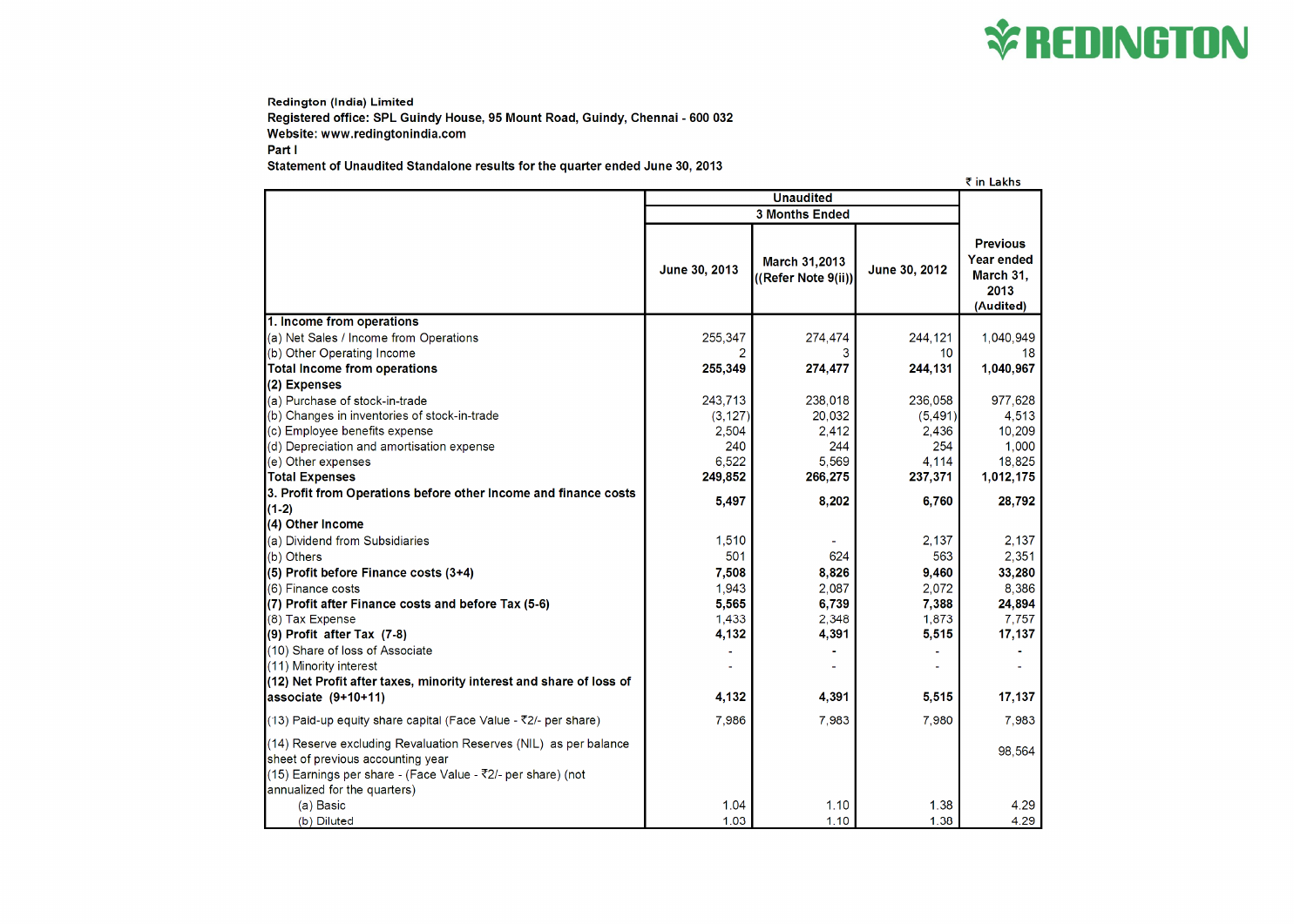**Redington (India) Limited**

**Registered office: SPL Guindy House, 95 Mount Road, Guindy, Chennai - 600 032**

**Website: www.redingtonindia.com**

**Part I**

**Statement of Unaudited Standalone results for the quarter ended June 30, 2013**

₹ in Lakhs

| | Unaudited | | | Previous Year ended March 31, 2013 (Audited) |
|---|---|---|---|---|
| | 3 Months Ended | | | |
| | June 30, 2013 | March 31,2013 ((Refer Note 9(ii)) | June 30, 2012 | |
| **1. Income from operations** | | | | |
| (a) Net Sales / Income from Operations | 255,347 | 274,474 | 244,121 | 1,040,949 |
| (b) Other Operating Income | 2 | 3 | 10 | 18 |
| **Total Income from operations** | **255,349** | **274,477** | **244,131** | **1,040,967** |
| **(2) Expenses** | | | | |
| (a) Purchase of stock-in-trade | 243,713 | 238,018 | 236,058 | 977,628 |
| (b) Changes in inventories of stock-in-trade | (3,127) | 20,032 | (5,491) | 4,513 |
| (c) Employee benefits expense | 2,504 | 2,412 | 2,436 | 10,209 |
| (d) Depreciation and amortisation expense | 240 | 244 | 254 | 1,000 |
| (e) Other expenses | 6,522 | 5,569 | 4,114 | 18,825 |
| **Total Expenses** | **249,852** | **266,275** | **237,371** | **1,012,175** |
| **3. Profit from Operations before other Income and finance costs (1-2)** | **5,497** | **8,202** | **6,760** | **28,792** |
| **(4) Other Income** | | | | |
| (a) Dividend from Subsidiaries | 1,510 | - | 2,137 | 2,137 |
| (b) Others | 501 | 624 | 563 | 2,351 |
| **(5) Profit before Finance costs (3+4)** | **7,508** | **8,826** | **9,460** | **33,280** |
| (6) Finance costs | 1,943 | 2,087 | 2,072 | 8,386 |
| **(7) Profit after Finance costs and before Tax (5-6)** | **5,565** | **6,739** | **7,388** | **24,894** |
| (8) Tax Expense | 1,433 | 2,348 | 1,873 | 7,757 |
| **(9) Profit after Tax (7-8)** | **4,132** | **4,391** | **5,515** | **17,137** |
| (10) Share of loss of Associate | - | - | - | - |
| (11) Minority interest | - | - | - | - |
| **(12) Net Profit after taxes, minority interest and share of loss of associate (9+10+11)** | **4,132** | **4,391** | **5,515** | **17,137** |
| (13) Paid-up equity share capital (Face Value - ₹2/- per share) | 7,986 | 7,983 | 7,980 | 7,983 |
| (14) Reserve excluding Revaluation Reserves (NIL) as per balance sheet of previous accounting year | | | | 98,564 |
| (15) Earnings per share - (Face Value - ₹2/- per share) (not annualized for the quarters) | | | | |
| (a) Basic | 1.04 | 1.10 | 1.38 | 4.29 |
| (b) Diluted | 1.03 | 1.10 | 1.38 | 4.29 |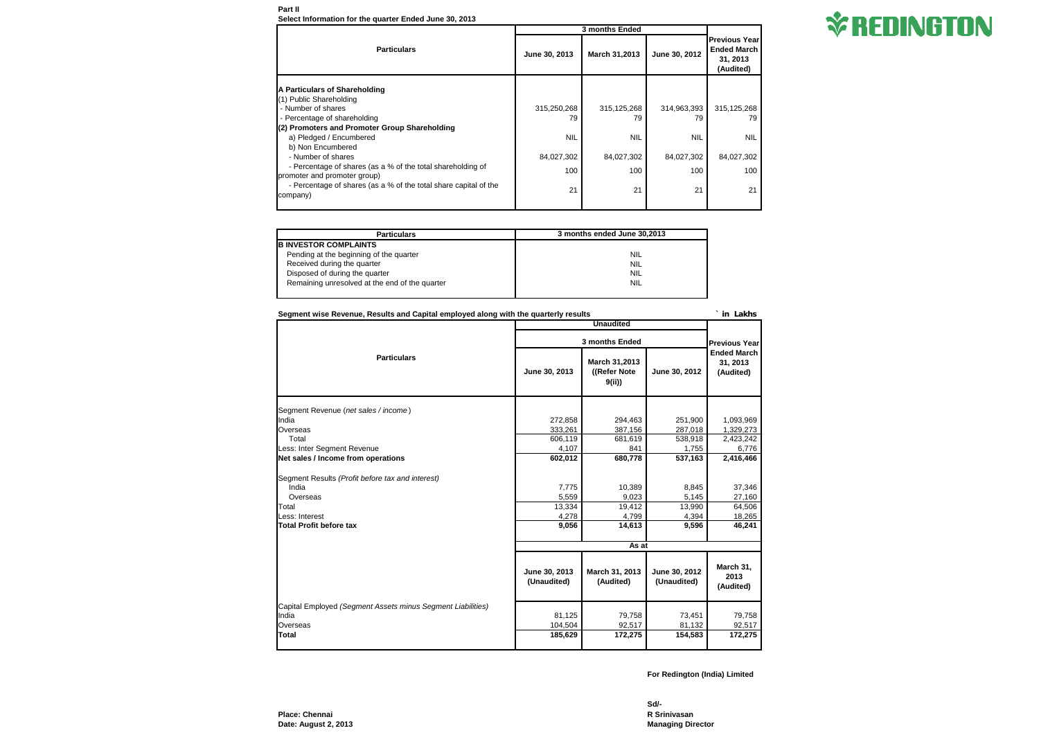**Part II**

**Select Information for the quarter Ended June 30, 2013**

REDINGTON

| Particulars | 3 months Ended | | | Previous Year Ended March 31, 2013 (Audited) |
|---|---|---|---|---|
| | June 30, 2013 | March 31,2013 | June 30, 2012 | |
| **A Particulars of Shareholding** | | | | |
| (1) Public Shareholding | | | | |
| - Number of shares | 315,250,268 | 315,125,268 | 314,963,393 | 315,125,268 |
| - Percentage of shareholding | 79 | 79 | 79 | 79 |
| **(2) Promoters and Promoter Group Shareholding** | | | | |
| a) Pledged / Encumbered | NIL | NIL | NIL | NIL |
| b) Non Encumbered | | | | |
| - Number of shares | 84,027,302 | 84,027,302 | 84,027,302 | 84,027,302 |
| - Percentage of shares (as a % of the total shareholding of promoter and promoter group) | 100 | 100 | 100 | 100 |
| - Percentage of shares (as a % of the total share capital of the company) | 21 | 21 | 21 | 21 |

| Particulars | 3 months ended June 30,2013 |
|---|---|
| **B INVESTOR COMPLAINTS** | |
| Pending at the beginning of the quarter | NIL |
| Received during the quarter | NIL |
| Disposed of during the quarter | NIL |
| Remaining unresolved at the end of the quarter | NIL |

**Segment wise Revenue, Results and Capital employed along with the quarterly results** ` in Lakhs

| Particulars | Unaudited | | | |
|---|---|---|---|---|
| | 3 months Ended | | | Previous Year Ended March 31, 2013 (Audited) |
| | June 30, 2013 | March 31,2013 ((Refer Note 9(ii)) | June 30, 2012 | |
| Segment Revenue (*net sales / income*) | | | | |
| India | 272,858 | 294,463 | 251,900 | 1,093,969 |
| Overseas | 333,261 | 387,156 | 287,018 | 1,329,273 |
| Total | 606,119 | 681,619 | 538,918 | 2,423,242 |
| Less: Inter Segment Revenue | 4,107 | 841 | 1,755 | 6,776 |
| **Net sales / Income from operations** | **602,012** | **680,778** | **537,163** | **2,416,466** |
| Segment Results *(Profit before tax and interest)* | | | | |
| India | 7,775 | 10,389 | 8,845 | 37,346 |
| Overseas | 5,559 | 9,023 | 5,145 | 27,160 |
| Total | 13,334 | 19,412 | 13,990 | 64,506 |
| Less: Interest | 4,278 | 4,799 | 4,394 | 18,265 |
| **Total Profit before tax** | **9,056** | **14,613** | **9,596** | **46,241** |
| | As at | | | |
| | June 30, 2013 (Unaudited) | March 31, 2013 (Audited) | June 30, 2012 (Unaudited) | March 31, 2013 (Audited) |
| Capital Employed *(Segment Assets minus Segment Liabilities)* | | | | |
| India | 81,125 | 79,758 | 73,451 | 79,758 |
| Overseas | 104,504 | 92,517 | 81,132 | 92,517 |
| **Total** | **185,629** | **172,275** | **154,583** | **172,275** |

**For Redington (India) Limited**

**Sd/-**
**R Srinivasan**
**Managing Director**

**Place: Chennai**
**Date: August 2, 2013**